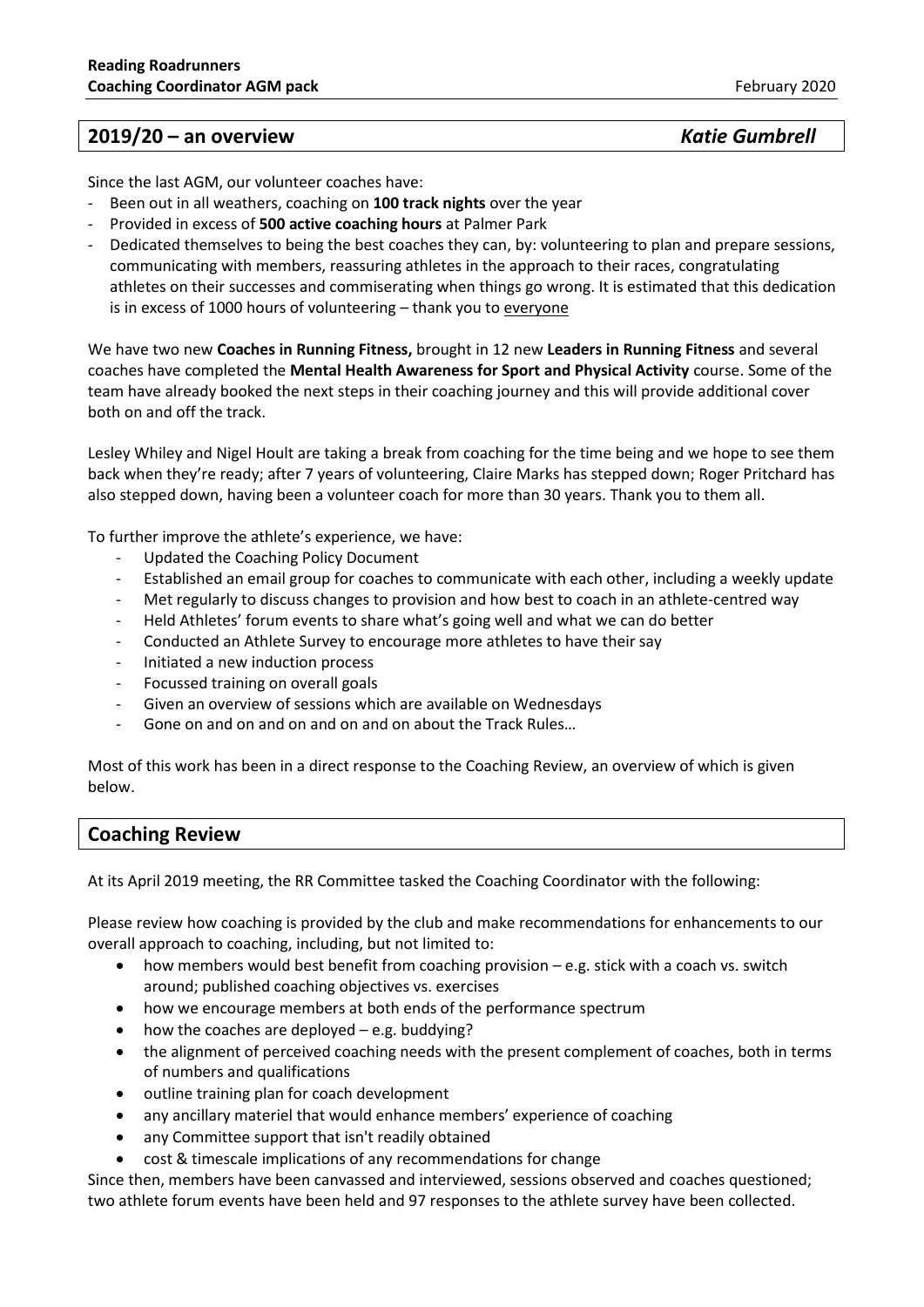## 2019/20 – an overview *Katie Gumbrell*

Since the last AGM, our volunteer coaches have:

- Been out in all weathers, coaching on **100 track nights** over the year
- Provided in excess of **500 active coaching hours** at Palmer Park
- Dedicated themselves to being the best coaches they can, by: volunteering to plan and prepare sessions, communicating with members, reassuring athletes in the approach to their races, congratulating athletes on their successes and commiserating when things go wrong. It is estimated that this dedication is in excess of 1000 hours of volunteering – thank you to everyone

We have two new **Coaches in Running Fitness,** brought in 12 new **Leaders in Running Fitness** and several coaches have completed the **Mental Health Awareness for Sport and Physical Activity** course. Some of the team have already booked the next steps in their coaching journey and this will provide additional cover both on and off the track.

Lesley Whiley and Nigel Hoult are taking a break from coaching for the time being and we hope to see them back when they're ready; after 7 years of volunteering, Claire Marks has stepped down; Roger Pritchard has also stepped down, having been a volunteer coach for more than 30 years. Thank you to them all.

To further improve the athlete's experience, we have:

- Updated the Coaching Policy Document
- Established an email group for coaches to communicate with each other, including a weekly update
- Met regularly to discuss changes to provision and how best to coach in an athlete-centred way
- Held Athletes' forum events to share what's going well and what we can do better
- Conducted an Athlete Survey to encourage more athletes to have their say
- Initiated a new induction process
- Focussed training on overall goals
- Given an overview of sessions which are available on Wednesdays
- Gone on and on and on and on and on and on about the Track Rules…

Most of this work has been in a direct response to the Coaching Review, an overview of which is given below.

## Coaching Review

At its April 2019 meeting, the RR Committee tasked the Coaching Coordinator with the following:

Please review how coaching is provided by the club and make recommendations for enhancements to our overall approach to coaching, including, but not limited to:

- how members would best benefit from coaching provision – e.g. stick with a coach vs. switch around; published coaching objectives vs. exercises
- how we encourage members at both ends of the performance spectrum
- how the coaches are deployed – e.g. buddying?
- the alignment of perceived coaching needs with the present complement of coaches, both in terms of numbers and qualifications
- outline training plan for coach development
- any ancillary materiel that would enhance members' experience of coaching
- any Committee support that isn't readily obtained
- cost & timescale implications of any recommendations for change

Since then, members have been canvassed and interviewed, sessions observed and coaches questioned; two athlete forum events have been held and 97 responses to the athlete survey have been collected.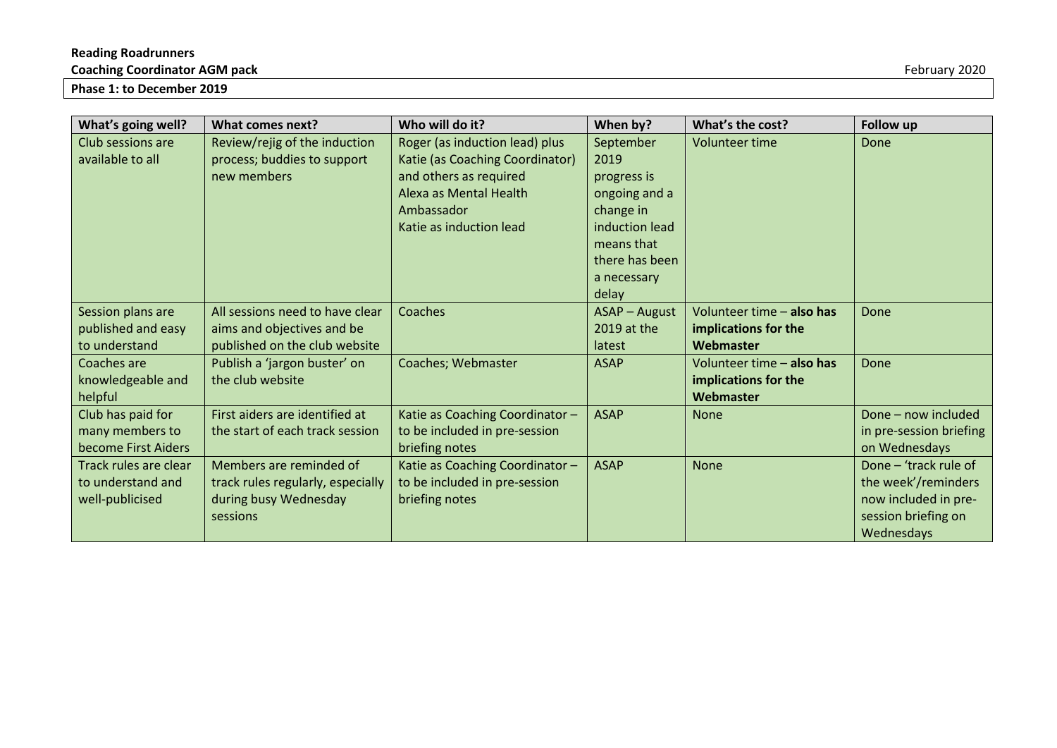**Reading Roadrunners**

**Coaching Coordinator AGM pack**

February 2020

**Phase 1: to December 2019**

| What's going well? | What comes next? | Who will do it? | When by? | What's the cost? | Follow up |
|---|---|---|---|---|---|
| Club sessions are available to all | Review/rejig of the induction process; buddies to support new members | Roger (as induction lead) plus Katie (as Coaching Coordinator) and others as required<br>Alexa as Mental Health Ambassador<br>Katie as induction lead | September 2019 progress is ongoing and a change in induction lead means that there has been a necessary delay | Volunteer time | Done |
| Session plans are published and easy to understand | All sessions need to have clear aims and objectives and be published on the club website | Coaches | ASAP – August 2019 at the latest | Volunteer time – **also has implications for the Webmaster** | Done |
| Coaches are knowledgeable and helpful | Publish a 'jargon buster' on the club website | Coaches; Webmaster | ASAP | Volunteer time – **also has implications for the Webmaster** | Done |
| Club has paid for many members to become First Aiders | First aiders are identified at the start of each track session | Katie as Coaching Coordinator – to be included in pre-session briefing notes | ASAP | None | Done – now included in pre-session briefing on Wednesdays |
| Track rules are clear to understand and well-publicised | Members are reminded of track rules regularly, especially during busy Wednesday sessions | Katie as Coaching Coordinator – to be included in pre-session briefing notes | ASAP | None | Done – 'track rule of the week'/reminders now included in pre-session briefing on Wednesdays |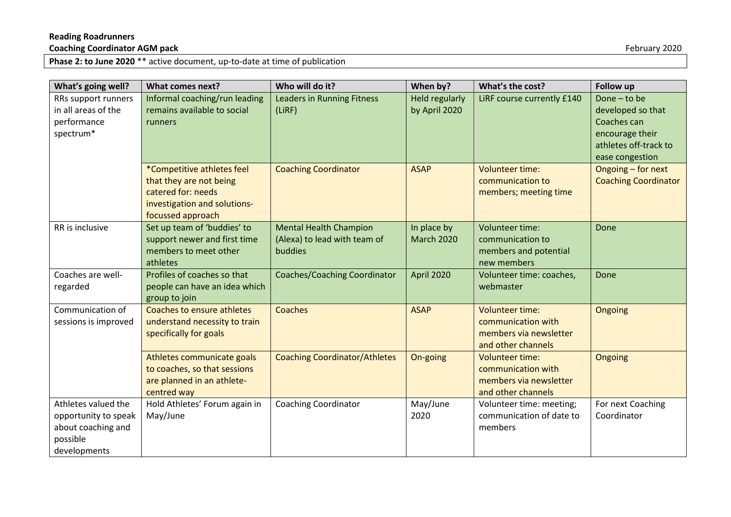**Reading Roadrunners**
**Coaching Coordinator AGM pack**

February 2020

**Phase 2: to June 2020** ** active document, up-to-date at time of publication

| What's going well? | What comes next? | Who will do it? | When by? | What's the cost? | Follow up |
|---|---|---|---|---|---|
| RRs support runners in all areas of the performance spectrum* | Informal coaching/run leading remains available to social runners | Leaders in Running Fitness (LiRF) | Held regularly by April 2020 | LiRF course currently £140 | Done – to be developed so that Coaches can encourage their athletes off-track to ease congestion |
| | *Competitive athletes feel that they are not being catered for: needs investigation and solutions-focussed approach | Coaching Coordinator | ASAP | Volunteer time: communication to members; meeting time | Ongoing – for next Coaching Coordinator |
| RR is inclusive | Set up team of 'buddies' to support newer and first time members to meet other athletes | Mental Health Champion (Alexa) to lead with team of buddies | In place by March 2020 | Volunteer time: communication to members and potential new members | Done |
| Coaches are well-regarded | Profiles of coaches so that people can have an idea which group to join | Coaches/Coaching Coordinator | April 2020 | Volunteer time: coaches, webmaster | Done |
| Communication of sessions is improved | Coaches to ensure athletes understand necessity to train specifically for goals | Coaches | ASAP | Volunteer time: communication with members via newsletter and other channels | Ongoing |
| | Athletes communicate goals to coaches, so that sessions are planned in an athlete-centred way | Coaching Coordinator/Athletes | On-going | Volunteer time: communication with members via newsletter and other channels | Ongoing |
| Athletes valued the opportunity to speak about coaching and possible developments | Hold Athletes' Forum again in May/June | Coaching Coordinator | May/June 2020 | Volunteer time: meeting; communication of date to members | For next Coaching Coordinator |